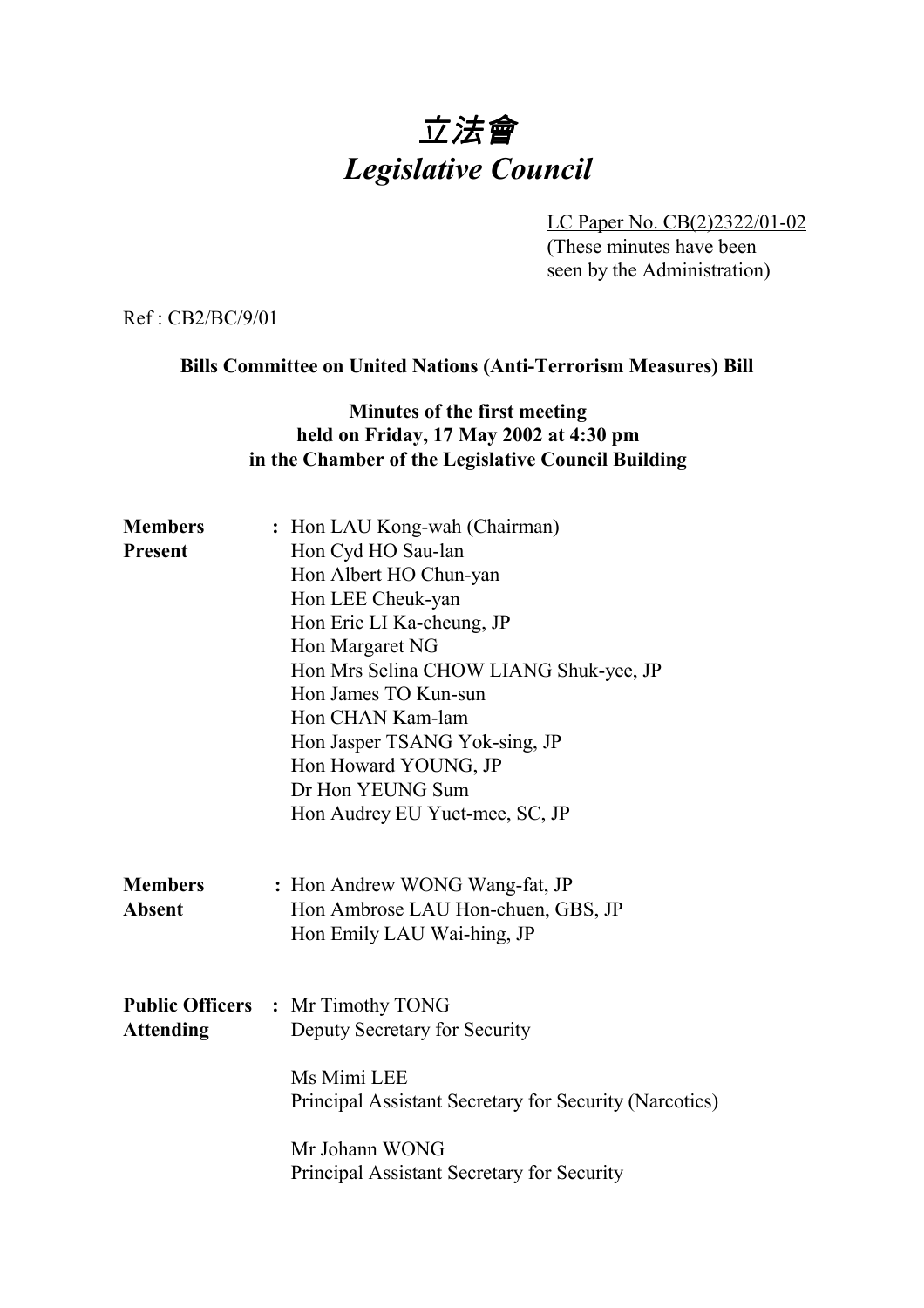# *立法會*
# *Legislative Council*

LC Paper No. CB(2)2322/01-02
(These minutes have been seen by the Administration)

Ref : CB2/BC/9/01

**Bills Committee on United Nations (Anti-Terrorism Measures) Bill**

**Minutes of the first meeting held on Friday, 17 May 2002 at 4:30 pm in the Chamber of the Legislative Council Building**

| | | |
|---|---|---|
| **Members Present** | : | Hon LAU Kong-wah (Chairman)<br>Hon Cyd HO Sau-lan<br>Hon Albert HO Chun-yan<br>Hon LEE Cheuk-yan<br>Hon Eric LI Ka-cheung, JP<br>Hon Margaret NG<br>Hon Mrs Selina CHOW LIANG Shuk-yee, JP<br>Hon James TO Kun-sun<br>Hon CHAN Kam-lam<br>Hon Jasper TSANG Yok-sing, JP<br>Hon Howard YOUNG, JP<br>Dr Hon YEUNG Sum<br>Hon Audrey EU Yuet-mee, SC, JP |
| **Members Absent** | : | Hon Andrew WONG Wang-fat, JP<br>Hon Ambrose LAU Hon-chuen, GBS, JP<br>Hon Emily LAU Wai-hing, JP |
| **Public Officers Attending** | : | Mr Timothy TONG<br>Deputy Secretary for Security<br><br>Ms Mimi LEE<br>Principal Assistant Secretary for Security (Narcotics)<br><br>Mr Johann WONG<br>Principal Assistant Secretary for Security |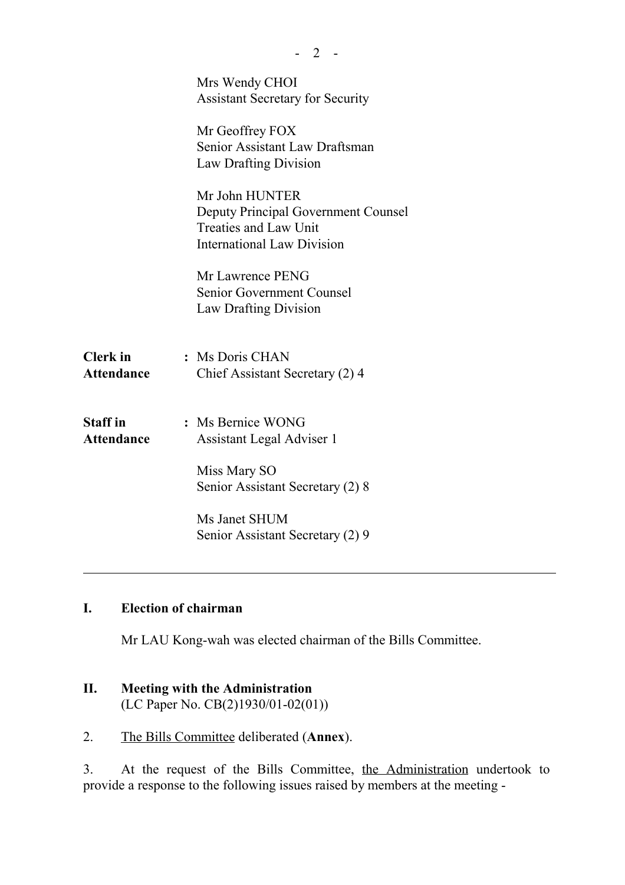Mrs Wendy CHOI
Assistant Secretary for Security

Mr Geoffrey FOX
Senior Assistant Law Draftsman
Law Drafting Division

Mr John HUNTER
Deputy Principal Government Counsel
Treaties and Law Unit
International Law Division

Mr Lawrence PENG
Senior Government Counsel
Law Drafting Division

**Clerk in Attendance** : Ms Doris CHAN
Chief Assistant Secretary (2) 4

**Staff in Attendance** : Ms Bernice WONG
Assistant Legal Adviser 1

Miss Mary SO
Senior Assistant Secretary (2) 8

Ms Janet SHUM
Senior Assistant Secretary (2) 9

---

## I. Election of chairman

Mr LAU Kong-wah was elected chairman of the Bills Committee.

## II. Meeting with the Administration
(LC Paper No. CB(2)1930/01-02(01))

2. The Bills Committee deliberated (**Annex**).

3. At the request of the Bills Committee, the Administration undertook to provide a response to the following issues raised by members at the meeting -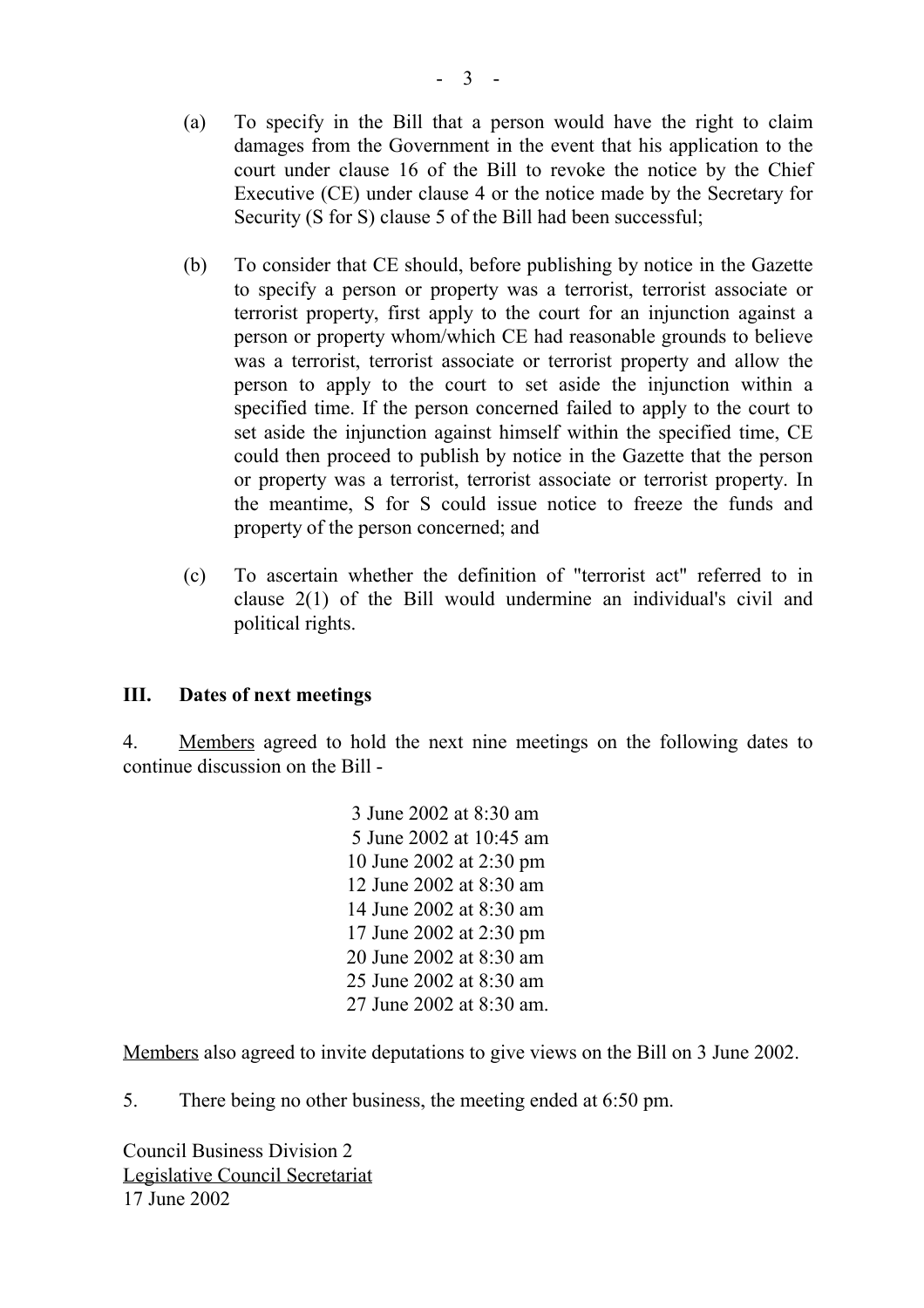(a) To specify in the Bill that a person would have the right to claim damages from the Government in the event that his application to the court under clause 16 of the Bill to revoke the notice by the Chief Executive (CE) under clause 4 or the notice made by the Secretary for Security (S for S) clause 5 of the Bill had been successful;

(b) To consider that CE should, before publishing by notice in the Gazette to specify a person or property was a terrorist, terrorist associate or terrorist property, first apply to the court for an injunction against a person or property whom/which CE had reasonable grounds to believe was a terrorist, terrorist associate or terrorist property and allow the person to apply to the court to set aside the injunction within a specified time. If the person concerned failed to apply to the court to set aside the injunction against himself within the specified time, CE could then proceed to publish by notice in the Gazette that the person or property was a terrorist, terrorist associate or terrorist property. In the meantime, S for S could issue notice to freeze the funds and property of the person concerned; and

(c) To ascertain whether the definition of "terrorist act" referred to in clause 2(1) of the Bill would undermine an individual's civil and political rights.

## III. Dates of next meetings

4. Members agreed to hold the next nine meetings on the following dates to continue discussion on the Bill -

3 June 2002 at 8:30 am
5 June 2002 at 10:45 am
10 June 2002 at 2:30 pm
12 June 2002 at 8:30 am
14 June 2002 at 8:30 am
17 June 2002 at 2:30 pm
20 June 2002 at 8:30 am
25 June 2002 at 8:30 am
27 June 2002 at 8:30 am.

Members also agreed to invite deputations to give views on the Bill on 3 June 2002.

5. There being no other business, the meeting ended at 6:50 pm.

Council Business Division 2
Legislative Council Secretariat
17 June 2002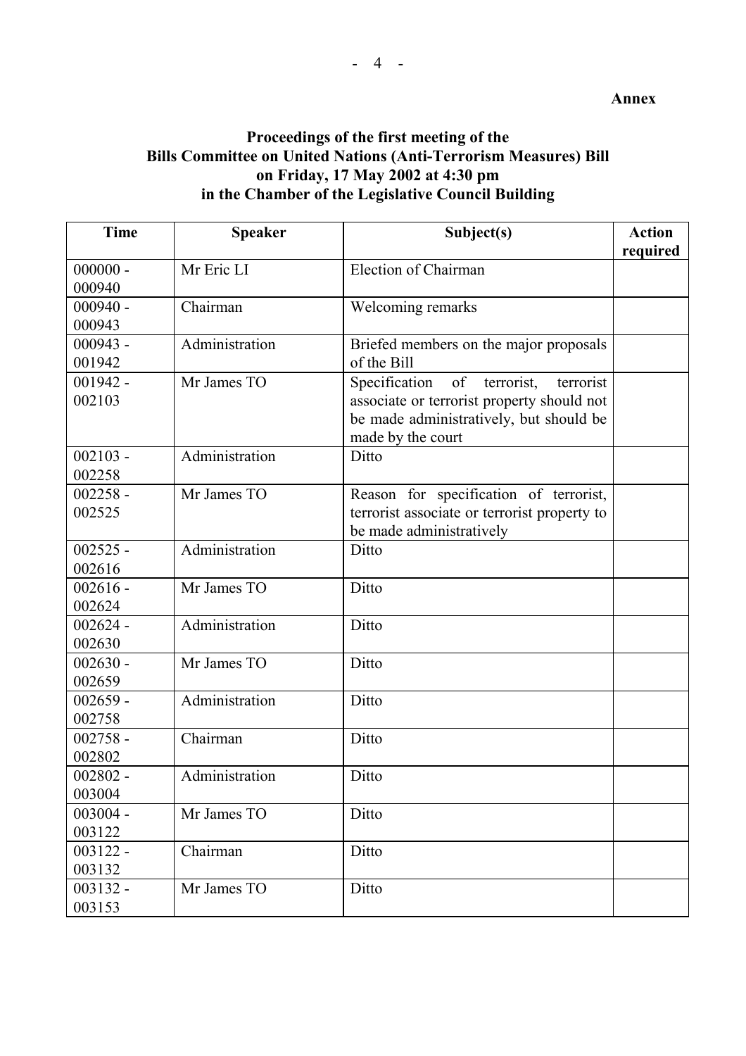**Annex**

**Proceedings of the first meeting of the Bills Committee on United Nations (Anti-Terrorism Measures) Bill on Friday, 17 May 2002 at 4:30 pm in the Chamber of the Legislative Council Building**

| Time | Speaker | Subject(s) | Action required |
|---|---|---|---|
| 000000 - 000940 | Mr Eric LI | Election of Chairman | |
| 000940 - 000943 | Chairman | Welcoming remarks | |
| 000943 - 001942 | Administration | Briefed members on the major proposals of the Bill | |
| 001942 - 002103 | Mr James TO | Specification of terrorist, terrorist associate or terrorist property should not be made administratively, but should be made by the court | |
| 002103 - 002258 | Administration | Ditto | |
| 002258 - 002525 | Mr James TO | Reason for specification of terrorist, terrorist associate or terrorist property to be made administratively | |
| 002525 - 002616 | Administration | Ditto | |
| 002616 - 002624 | Mr James TO | Ditto | |
| 002624 - 002630 | Administration | Ditto | |
| 002630 - 002659 | Mr James TO | Ditto | |
| 002659 - 002758 | Administration | Ditto | |
| 002758 - 002802 | Chairman | Ditto | |
| 002802 - 003004 | Administration | Ditto | |
| 003004 - 003122 | Mr James TO | Ditto | |
| 003122 - 003132 | Chairman | Ditto | |
| 003132 - 003153 | Mr James TO | Ditto | |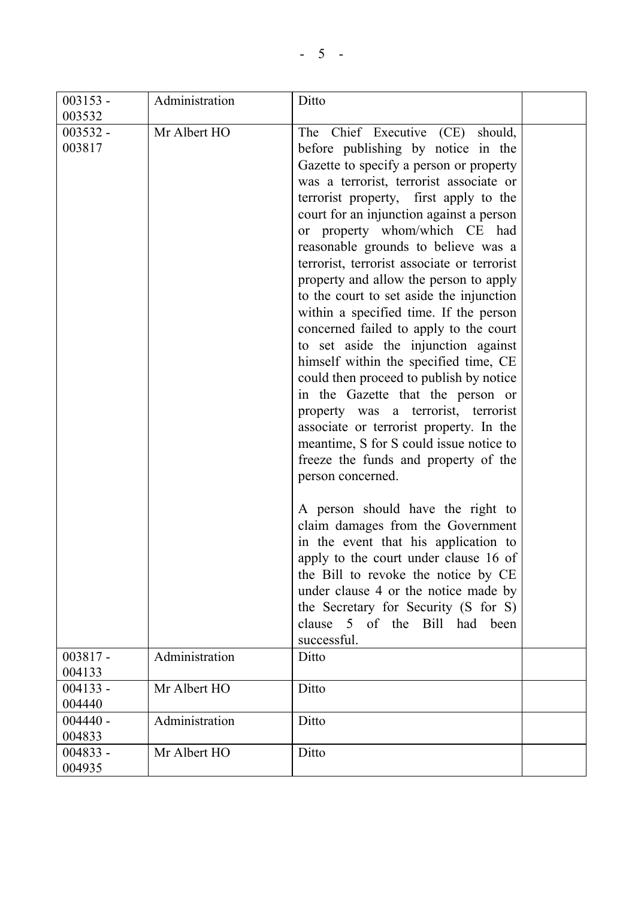| | | | |
|---|---|---|---|
| 003153 - 003532 | Administration | Ditto | |
| 003532 - 003817 | Mr Albert HO | The Chief Executive (CE) should, before publishing by notice in the Gazette to specify a person or property was a terrorist, terrorist associate or terrorist property, first apply to the court for an injunction against a person or property whom/which CE had reasonable grounds to believe was a terrorist, terrorist associate or terrorist property and allow the person to apply to the court to set aside the injunction within a specified time. If the person concerned failed to apply to the court to set aside the injunction against himself within the specified time, CE could then proceed to publish by notice in the Gazette that the person or property was a terrorist, terrorist associate or terrorist property. In the meantime, S for S could issue notice to freeze the funds and property of the person concerned.<br><br>A person should have the right to claim damages from the Government in the event that his application to apply to the court under clause 16 of the Bill to revoke the notice by CE under clause 4 or the notice made by the Secretary for Security (S for S) clause 5 of the Bill had been successful. | |
| 003817 - 004133 | Administration | Ditto | |
| 004133 - 004440 | Mr Albert HO | Ditto | |
| 004440 - 004833 | Administration | Ditto | |
| 004833 - 004935 | Mr Albert HO | Ditto | |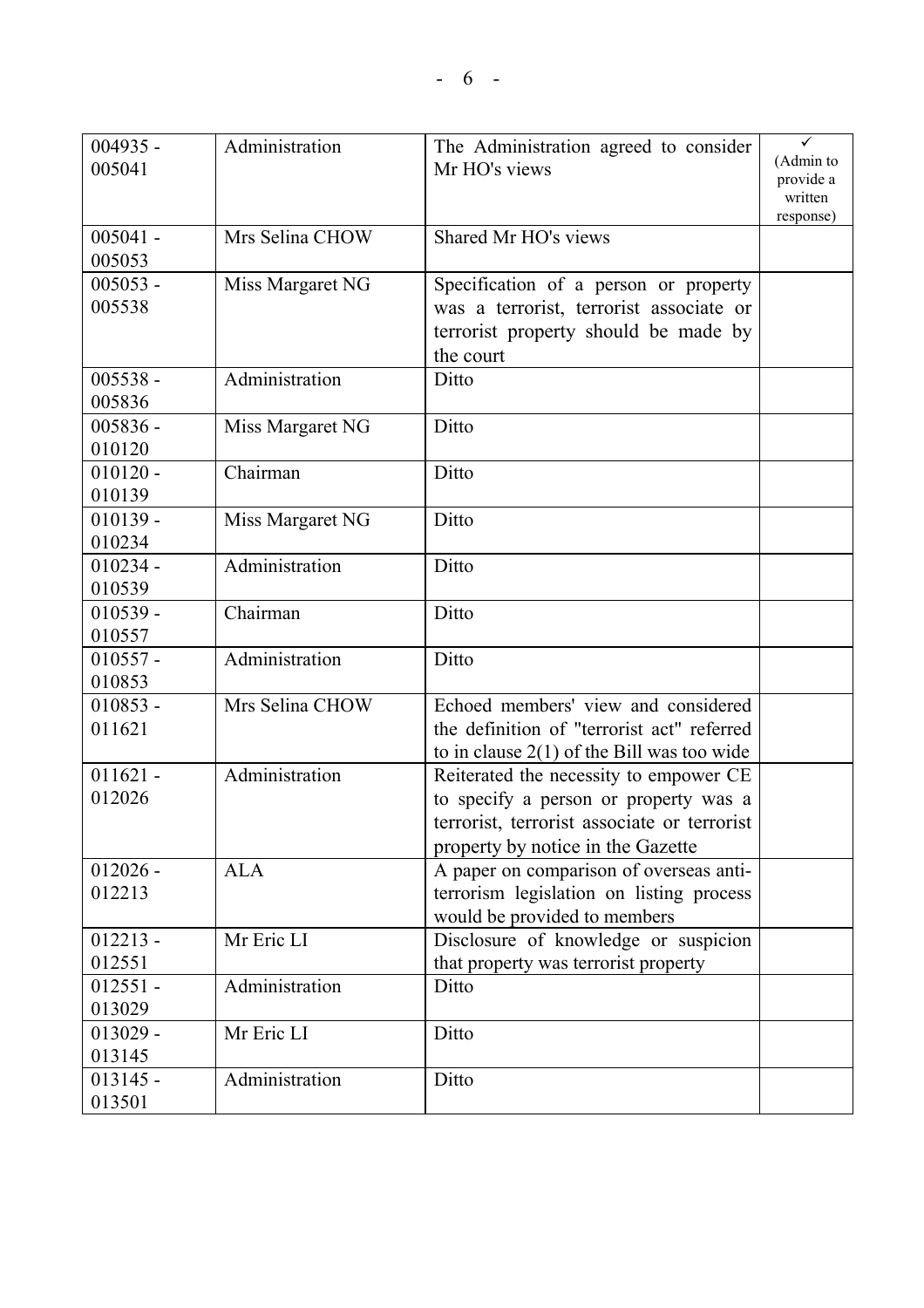| | | | |
|---|---|---|---|
| 004935 - 005041 | Administration | The Administration agreed to consider Mr HO's views | ✓ (Admin to provide a written response) |
| 005041 - 005053 | Mrs Selina CHOW | Shared Mr HO's views | |
| 005053 - 005538 | Miss Margaret NG | Specification of a person or property was a terrorist, terrorist associate or terrorist property should be made by the court | |
| 005538 - 005836 | Administration | Ditto | |
| 005836 - 010120 | Miss Margaret NG | Ditto | |
| 010120 - 010139 | Chairman | Ditto | |
| 010139 - 010234 | Miss Margaret NG | Ditto | |
| 010234 - 010539 | Administration | Ditto | |
| 010539 - 010557 | Chairman | Ditto | |
| 010557 - 010853 | Administration | Ditto | |
| 010853 - 011621 | Mrs Selina CHOW | Echoed members' view and considered the definition of "terrorist act" referred to in clause 2(1) of the Bill was too wide | |
| 011621 - 012026 | Administration | Reiterated the necessity to empower CE to specify a person or property was a terrorist, terrorist associate or terrorist property by notice in the Gazette | |
| 012026 - 012213 | ALA | A paper on comparison of overseas anti-terrorism legislation on listing process would be provided to members | |
| 012213 - 012551 | Mr Eric LI | Disclosure of knowledge or suspicion that property was terrorist property | |
| 012551 - 013029 | Administration | Ditto | |
| 013029 - 013145 | Mr Eric LI | Ditto | |
| 013145 - 013501 | Administration | Ditto | |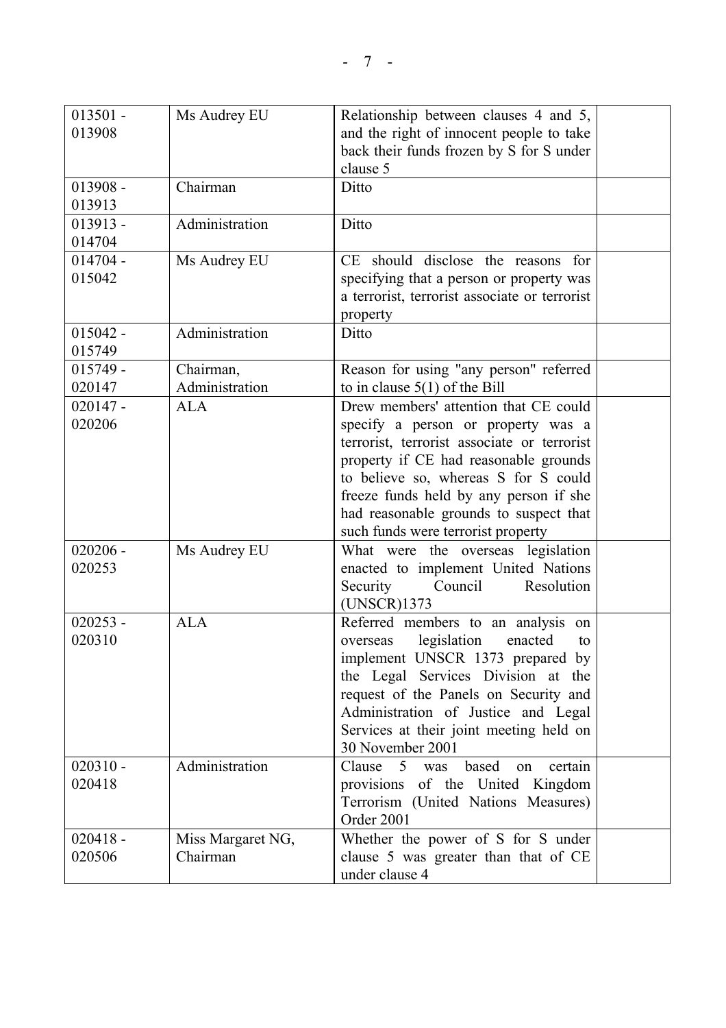| | | | |
|---|---|---|---|
| 013501 - 013908 | Ms Audrey EU | Relationship between clauses 4 and 5, and the right of innocent people to take back their funds frozen by S for S under clause 5 | |
| 013908 - 013913 | Chairman | Ditto | |
| 013913 - 014704 | Administration | Ditto | |
| 014704 - 015042 | Ms Audrey EU | CE should disclose the reasons for specifying that a person or property was a terrorist, terrorist associate or terrorist property | |
| 015042 - 015749 | Administration | Ditto | |
| 015749 - 020147 | Chairman, Administration | Reason for using "any person" referred to in clause 5(1) of the Bill | |
| 020147 - 020206 | ALA | Drew members' attention that CE could specify a person or property was a terrorist, terrorist associate or terrorist property if CE had reasonable grounds to believe so, whereas S for S could freeze funds held by any person if she had reasonable grounds to suspect that such funds were terrorist property | |
| 020206 - 020253 | Ms Audrey EU | What were the overseas legislation enacted to implement United Nations Security Council Resolution (UNSCR)1373 | |
| 020253 - 020310 | ALA | Referred members to an analysis on overseas legislation enacted to implement UNSCR 1373 prepared by the Legal Services Division at the request of the Panels on Security and Administration of Justice and Legal Services at their joint meeting held on 30 November 2001 | |
| 020310 - 020418 | Administration | Clause 5 was based on certain provisions of the United Kingdom Terrorism (United Nations Measures) Order 2001 | |
| 020418 - 020506 | Miss Margaret NG, Chairman | Whether the power of S for S under clause 5 was greater than that of CE under clause 4 | |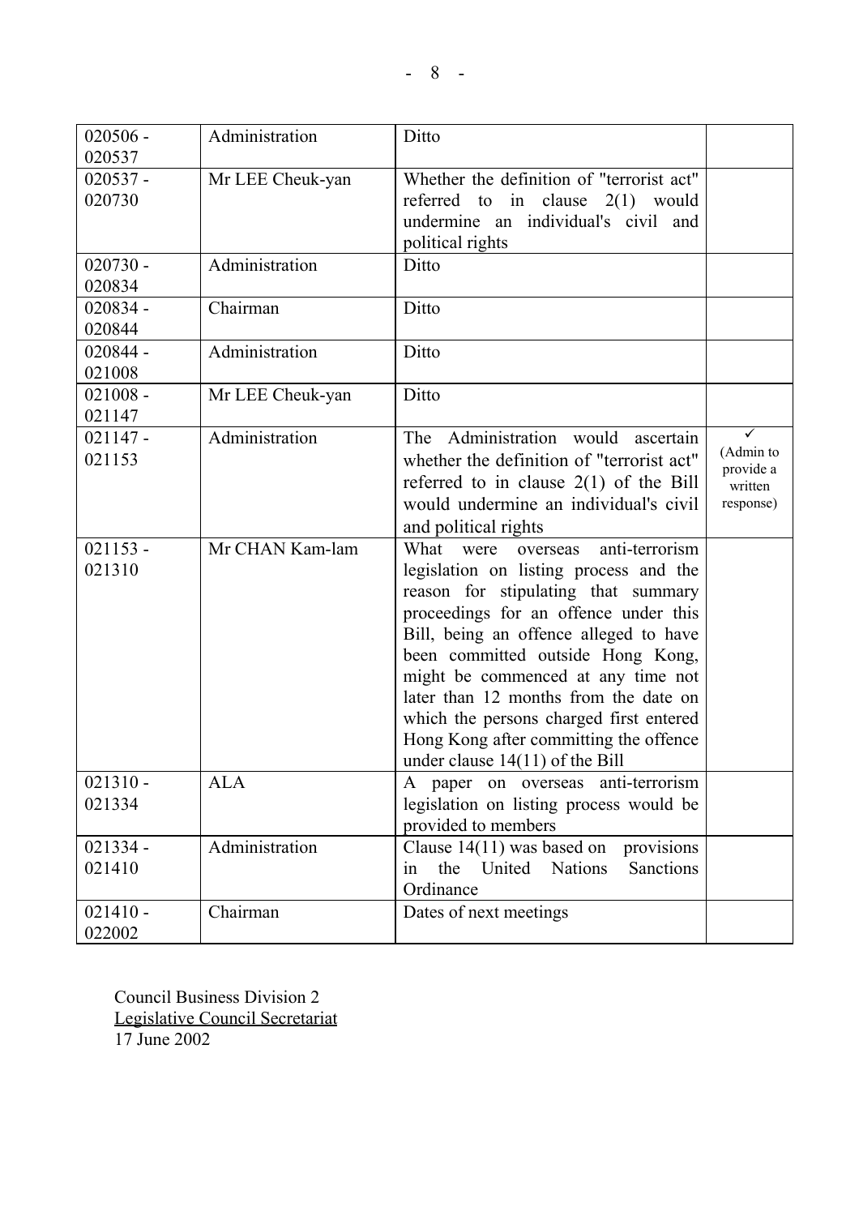| | | | |
|---|---|---|---|
| 020506 - 020537 | Administration | Ditto | |
| 020537 - 020730 | Mr LEE Cheuk-yan | Whether the definition of "terrorist act" referred to in clause 2(1) would undermine an individual's civil and political rights | |
| 020730 - 020834 | Administration | Ditto | |
| 020834 - 020844 | Chairman | Ditto | |
| 020844 - 021008 | Administration | Ditto | |
| 021008 - 021147 | Mr LEE Cheuk-yan | Ditto | |
| 021147 - 021153 | Administration | The Administration would ascertain whether the definition of "terrorist act" referred to in clause 2(1) of the Bill would undermine an individual's civil and political rights | ✓ (Admin to provide a written response) |
| 021153 - 021310 | Mr CHAN Kam-lam | What were overseas anti-terrorism legislation on listing process and the reason for stipulating that summary proceedings for an offence under this Bill, being an offence alleged to have been committed outside Hong Kong, might be commenced at any time not later than 12 months from the date on which the persons charged first entered Hong Kong after committing the offence under clause 14(11) of the Bill | |
| 021310 - 021334 | ALA | A paper on overseas anti-terrorism legislation on listing process would be provided to members | |
| 021334 - 021410 | Administration | Clause 14(11) was based on provisions in the United Nations Sanctions Ordinance | |
| 021410 - 022002 | Chairman | Dates of next meetings | |

Council Business Division 2
Legislative Council Secretariat
17 June 2002